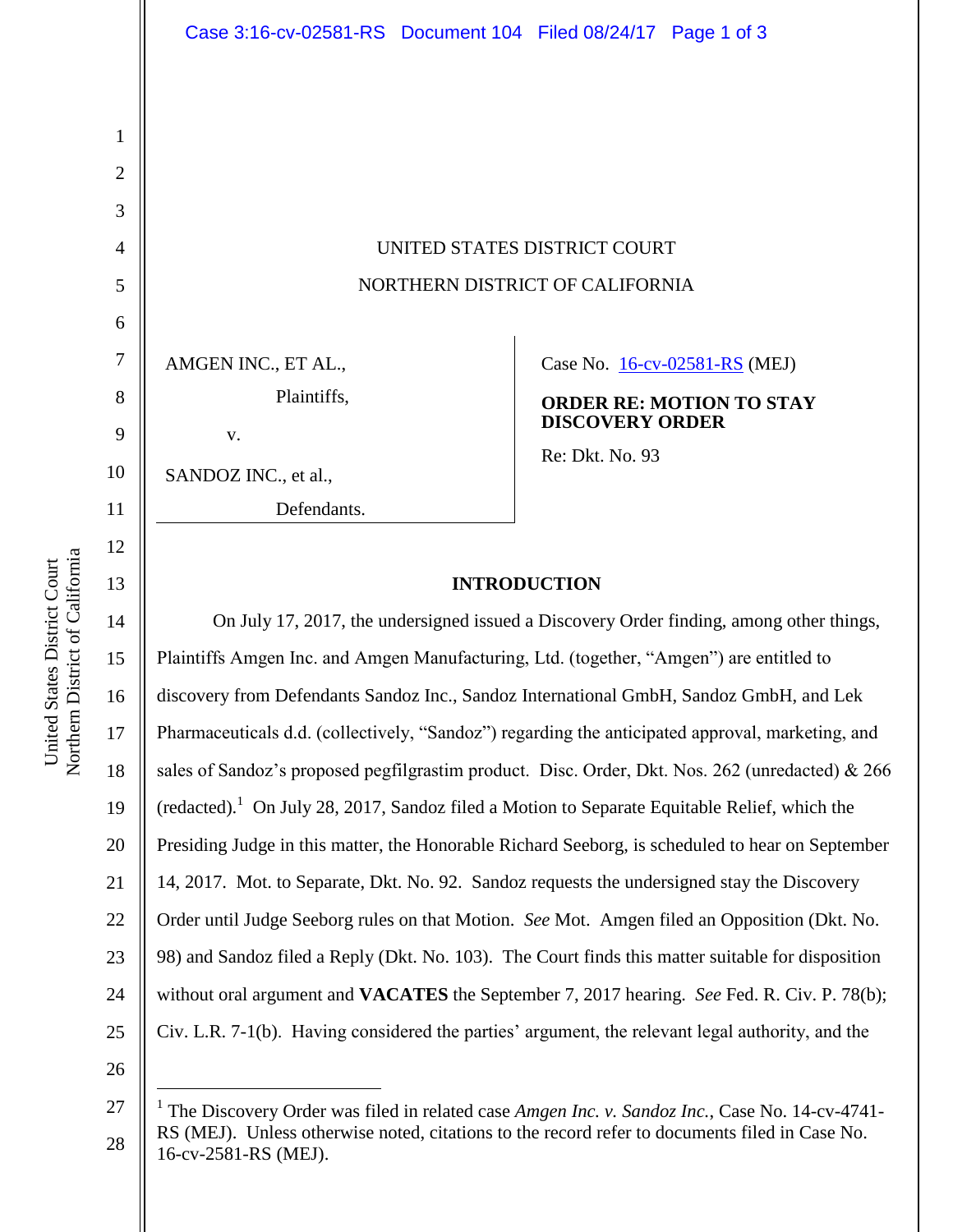UNITED STATES DISTRICT COURT

NORTHERN DISTRICT OF CALIFORNIA

AMGEN INC., ET AL.,

Plaintiffs,

v.

SANDOZ INC., et al.,

Defendants.

Case No. 16-cv-02581-RS (MEJ)

**ORDER RE: MOTION TO STAY DISCOVERY ORDER**

Re: Dkt. No. 93

## INTRODUCTION

On July 17, 2017, the undersigned issued a Discovery Order finding, among other things, Plaintiffs Amgen Inc. and Amgen Manufacturing, Ltd. (together, "Amgen") are entitled to discovery from Defendants Sandoz Inc., Sandoz International GmbH, Sandoz GmbH, and Lek Pharmaceuticals d.d. (collectively, "Sandoz") regarding the anticipated approval, marketing, and sales of Sandoz's proposed pegfilgrastim product. Disc. Order, Dkt. Nos. 262 (unredacted) & 266 (redacted).[1] On July 28, 2017, Sandoz filed a Motion to Separate Equitable Relief, which the Presiding Judge in this matter, the Honorable Richard Seeborg, is scheduled to hear on September 14, 2017. Mot. to Separate, Dkt. No. 92. Sandoz requests the undersigned stay the Discovery Order until Judge Seeborg rules on that Motion. *See* Mot. Amgen filed an Opposition (Dkt. No. 98) and Sandoz filed a Reply (Dkt. No. 103). The Court finds this matter suitable for disposition without oral argument and **VACATES** the September 7, 2017 hearing. *See* Fed. R. Civ. P. 78(b); Civ. L.R. 7-1(b). Having considered the parties' argument, the relevant legal authority, and the

[1] The Discovery Order was filed in related case *Amgen Inc. v. Sandoz Inc.*, Case No. 14-cv-4741-RS (MEJ). Unless otherwise noted, citations to the record refer to documents filed in Case No. 16-cv-2581-RS (MEJ).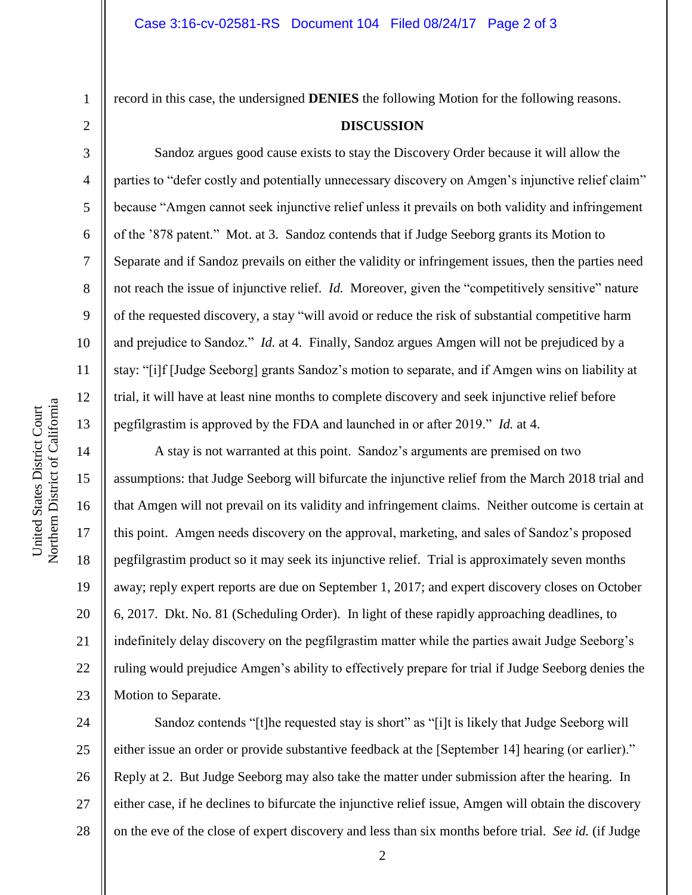record in this case, the undersigned **DENIES** the following Motion for the following reasons.

**DISCUSSION**

Sandoz argues good cause exists to stay the Discovery Order because it will allow the parties to "defer costly and potentially unnecessary discovery on Amgen's injunctive relief claim" because "Amgen cannot seek injunctive relief unless it prevails on both validity and infringement of the '878 patent." Mot. at 3. Sandoz contends that if Judge Seeborg grants its Motion to Separate and if Sandoz prevails on either the validity or infringement issues, then the parties need not reach the issue of injunctive relief. *Id.* Moreover, given the "competitively sensitive" nature of the requested discovery, a stay "will avoid or reduce the risk of substantial competitive harm and prejudice to Sandoz." *Id.* at 4. Finally, Sandoz argues Amgen will not be prejudiced by a stay: "[i]f [Judge Seeborg] grants Sandoz's motion to separate, and if Amgen wins on liability at trial, it will have at least nine months to complete discovery and seek injunctive relief before pegfilgrastim is approved by the FDA and launched in or after 2019." *Id.* at 4.

A stay is not warranted at this point. Sandoz's arguments are premised on two assumptions: that Judge Seeborg will bifurcate the injunctive relief from the March 2018 trial and that Amgen will not prevail on its validity and infringement claims. Neither outcome is certain at this point. Amgen needs discovery on the approval, marketing, and sales of Sandoz's proposed pegfilgrastim product so it may seek its injunctive relief. Trial is approximately seven months away; reply expert reports are due on September 1, 2017; and expert discovery closes on October 6, 2017. Dkt. No. 81 (Scheduling Order). In light of these rapidly approaching deadlines, to indefinitely delay discovery on the pegfilgrastim matter while the parties await Judge Seeborg's ruling would prejudice Amgen's ability to effectively prepare for trial if Judge Seeborg denies the Motion to Separate.

Sandoz contends "[t]he requested stay is short" as "[i]t is likely that Judge Seeborg will either issue an order or provide substantive feedback at the [September 14] hearing (or earlier)." Reply at 2. But Judge Seeborg may also take the matter under submission after the hearing. In either case, if he declines to bifurcate the injunctive relief issue, Amgen will obtain the discovery on the eve of the close of expert discovery and less than six months before trial. *See id.* (if Judge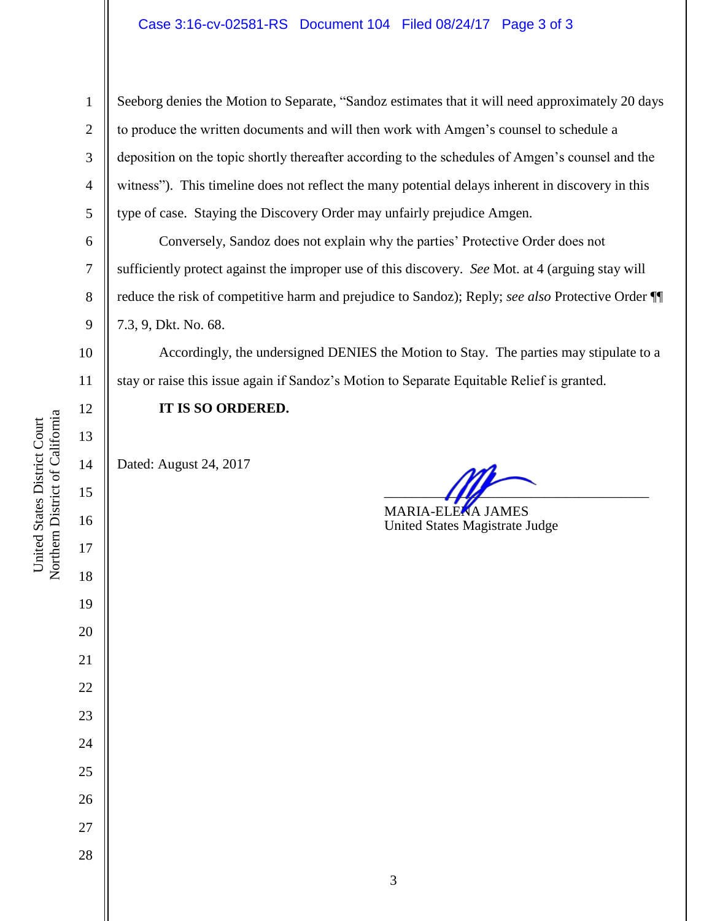Seeborg denies the Motion to Separate, "Sandoz estimates that it will need approximately 20 days to produce the written documents and will then work with Amgen's counsel to schedule a deposition on the topic shortly thereafter according to the schedules of Amgen's counsel and the witness"). This timeline does not reflect the many potential delays inherent in discovery in this type of case. Staying the Discovery Order may unfairly prejudice Amgen.

Conversely, Sandoz does not explain why the parties' Protective Order does not sufficiently protect against the improper use of this discovery. *See* Mot. at 4 (arguing stay will reduce the risk of competitive harm and prejudice to Sandoz); Reply; *see also* Protective Order ¶¶ 7.3, 9, Dkt. No. 68.

Accordingly, the undersigned DENIES the Motion to Stay. The parties may stipulate to a stay or raise this issue again if Sandoz's Motion to Separate Equitable Relief is granted.

**IT IS SO ORDERED.**

Dated: August 24, 2017

MARIA-ELENA JAMES
United States Magistrate Judge